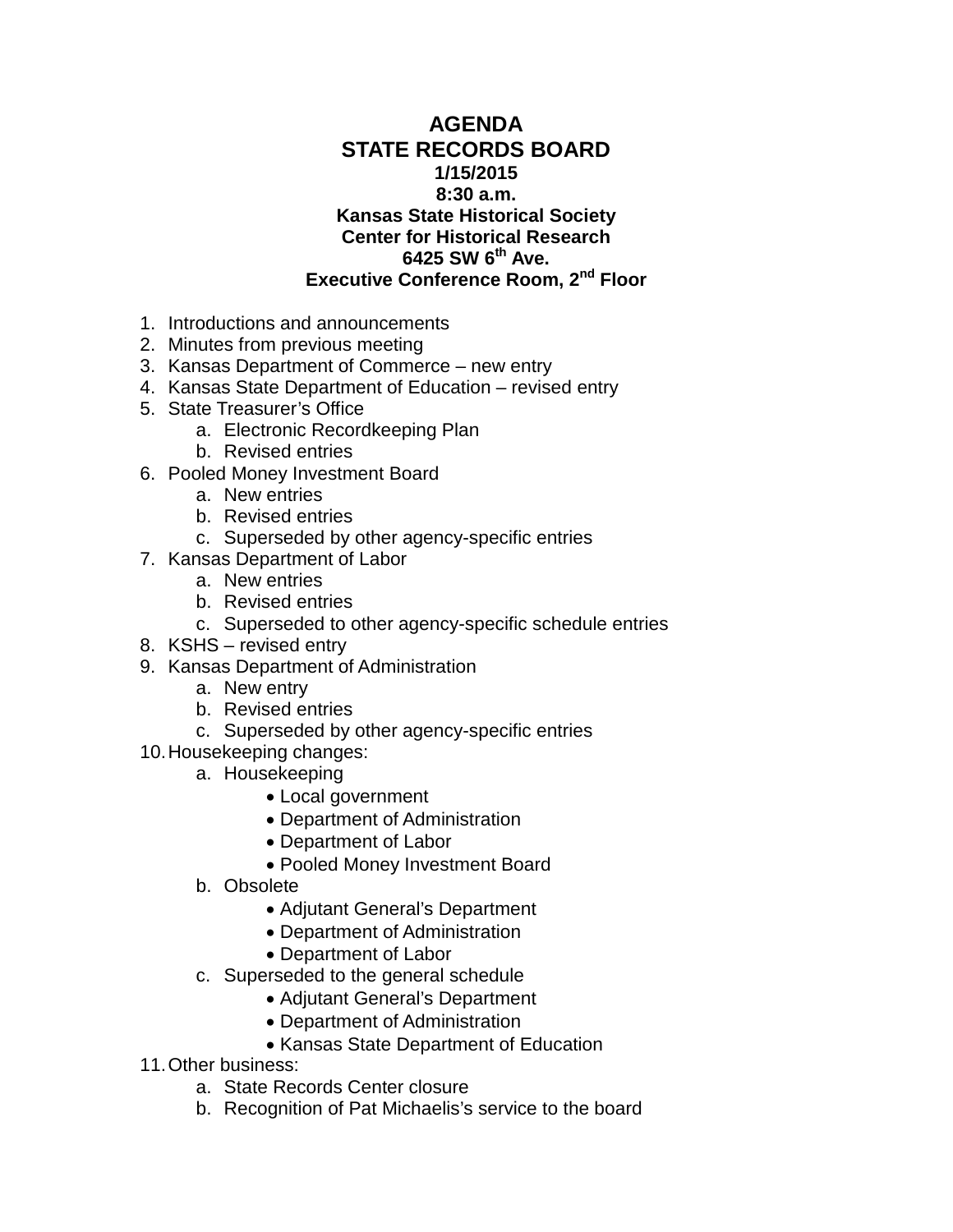# AGENDA
## STATE RECORDS BOARD

**1/15/2015**
**8:30 a.m.**
**Kansas State Historical Society**
**Center for Historical Research**
**6425 SW 6th Ave.**
**Executive Conference Room, 2nd Floor**

1. Introductions and announcements
2. Minutes from previous meeting
3. Kansas Department of Commerce – new entry
4. Kansas State Department of Education – revised entry
5. State Treasurer's Office
   a. Electronic Recordkeeping Plan
   b. Revised entries
6. Pooled Money Investment Board
   a. New entries
   b. Revised entries
   c. Superseded by other agency-specific entries
7. Kansas Department of Labor
   a. New entries
   b. Revised entries
   c. Superseded to other agency-specific schedule entries
8. KSHS – revised entry
9. Kansas Department of Administration
   a. New entry
   b. Revised entries
   c. Superseded by other agency-specific entries
10. Housekeeping changes:
    a. Housekeeping
       - Local government
       - Department of Administration
       - Department of Labor
       - Pooled Money Investment Board
    b. Obsolete
       - Adjutant General's Department
       - Department of Administration
       - Department of Labor
    c. Superseded to the general schedule
       - Adjutant General's Department
       - Department of Administration
       - Kansas State Department of Education
11. Other business:
    a. State Records Center closure
    b. Recognition of Pat Michaelis's service to the board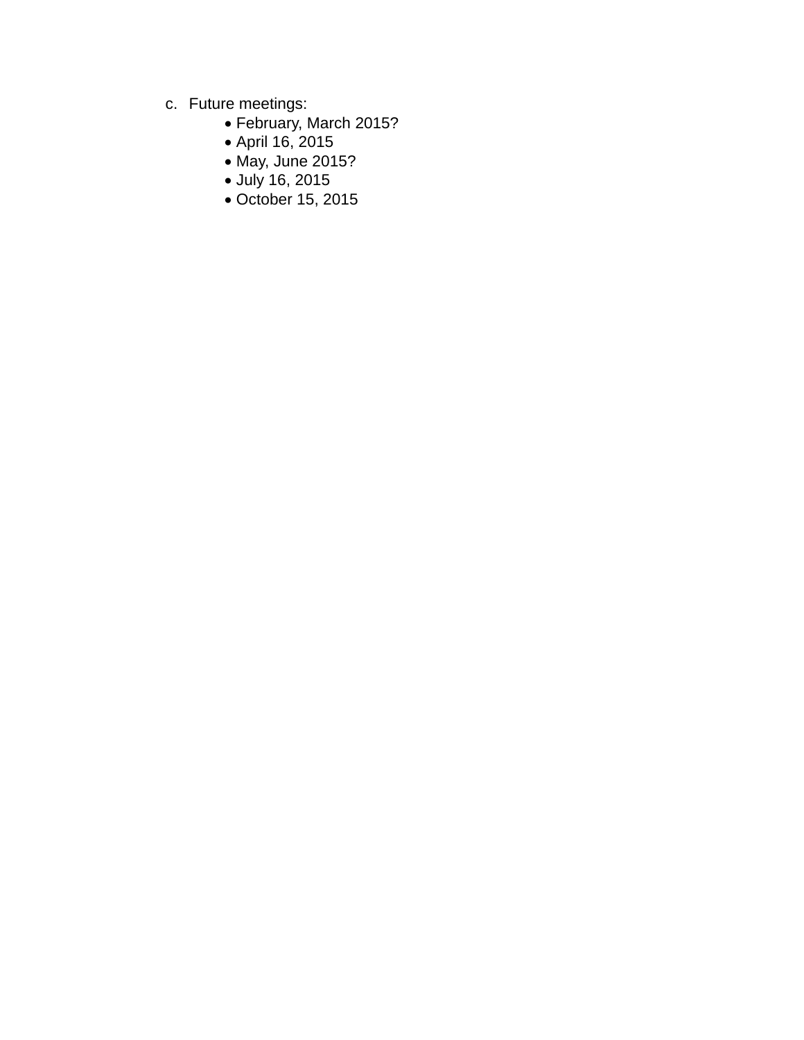c. Future meetings:
   - February, March 2015?
   - April 16, 2015
   - May, June 2015?
   - July 16, 2015
   - October 15, 2015